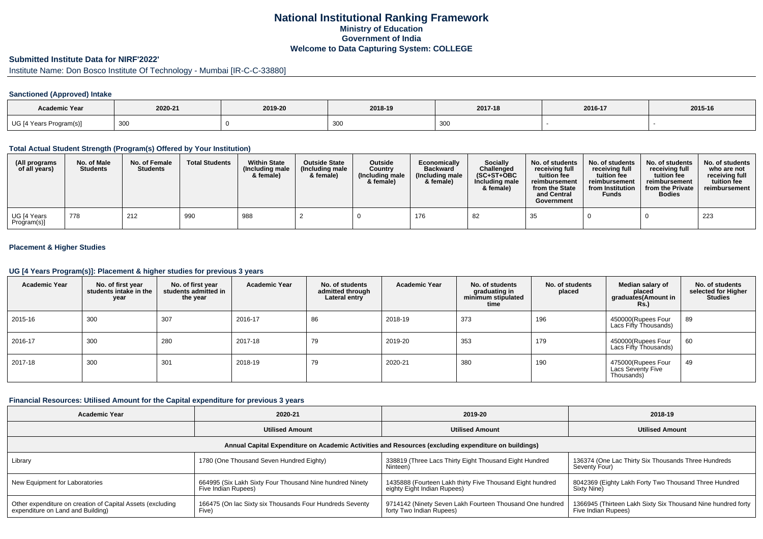# National Institutional Ranking Framework
## Ministry of Education
## Government of India
## Welcome to Data Capturing System: COLLEGE

### Submitted Institute Data for NIRF'2022'

Institute Name: Don Bosco Institute Of Technology - Mumbai [IR-C-C-33880]

#### Sanctioned (Approved) Intake

| Academic Year | 2020-21 | 2019-20 | 2018-19 | 2017-18 | 2016-17 | 2015-16 |
|---|---|---|---|---|---|---|
| UG [4 Years Program(s)] | 300 | 0 | 300 | 300 | - | - |

#### Total Actual Student Strength (Program(s) Offered by Your Institution)

| (All programs of all years) | No. of Male Students | No. of Female Students | Total Students | Within State (Including male & female) | Outside State (Including male & female) | Outside Country (Including male & female) | Economically Backward (Including male & female) | Socially Challenged (SC+ST+OBC Including male & female) | No. of students receiving full tuition fee reimbursement from the State and Central Government | No. of students receiving full tuition fee reimbursement from Institution Funds | No. of students receiving full tuition fee reimbursement from the Private Bodies | No. of students who are not receiving full tuition fee reimbursement |
|---|---|---|---|---|---|---|---|---|---|---|---|---|
| UG [4 Years Program(s)] | 778 | 212 | 990 | 988 | 2 | 0 | 176 | 82 | 35 | 0 | 0 | 223 |

#### Placement & Higher Studies

#### UG [4 Years Program(s)]: Placement & higher studies for previous 3 years

| Academic Year | No. of first year students intake in the year | No. of first year students admitted in the year | Academic Year | No. of students admitted through Lateral entry | Academic Year | No. of students graduating in minimum stipulated time | No. of students placed | Median salary of placed graduates(Amount in Rs.) | No. of students selected for Higher Studies |
|---|---|---|---|---|---|---|---|---|---|
| 2015-16 | 300 | 307 | 2016-17 | 86 | 2018-19 | 373 | 196 | 450000(Rupees Four Lacs Fifty Thousands) | 89 |
| 2016-17 | 300 | 280 | 2017-18 | 79 | 2019-20 | 353 | 179 | 450000(Rupees Four Lacs Fifty Thousands) | 60 |
| 2017-18 | 300 | 301 | 2018-19 | 79 | 2020-21 | 380 | 190 | 475000(Rupees Four Lacs Seventy Five Thousands) | 49 |

#### Financial Resources: Utilised Amount for the Capital expenditure for previous 3 years

| Academic Year | 2020-21 | 2019-20 | 2018-19 |
|---|---|---|---|
| | Utilised Amount | Utilised Amount | Utilised Amount |
| Annual Capital Expenditure on Academic Activities and Resources (excluding expenditure on buildings) | | | |
| Library | 1780 (One Thousand Seven Hundred Eighty) | 338819 (Three Lacs Thirty Eight Thousand Eight Hundred Ninteen) | 136374 (One Lac Thirty Six Thousands Three Hundreds Seventy Four) |
| New Equipment for Laboratories | 664995 (Six Lakh Sixty Four Thousand Nine hundred Ninety Five Indian Rupees) | 1435888 (Fourteen Lakh thirty Five Thousand Eight hundred eighty Eight Indian Rupees) | 8042369 (Eighty Lakh Forty Two Thousand Three Hundred Sixty Nine) |
| Other expenditure on creation of Capital Assets (excluding expenditure on Land and Building) | 166475 (On lac Sixty six Thousands Four Hundreds Seventy Five) | 9714142 (Ninety Seven Lakh Fourteen Thousand One hundred forty Two Indian Rupees) | 1366945 (Thirteen Lakh Sixty Six Thousand Nine hundred forty Five Indian Rupees) |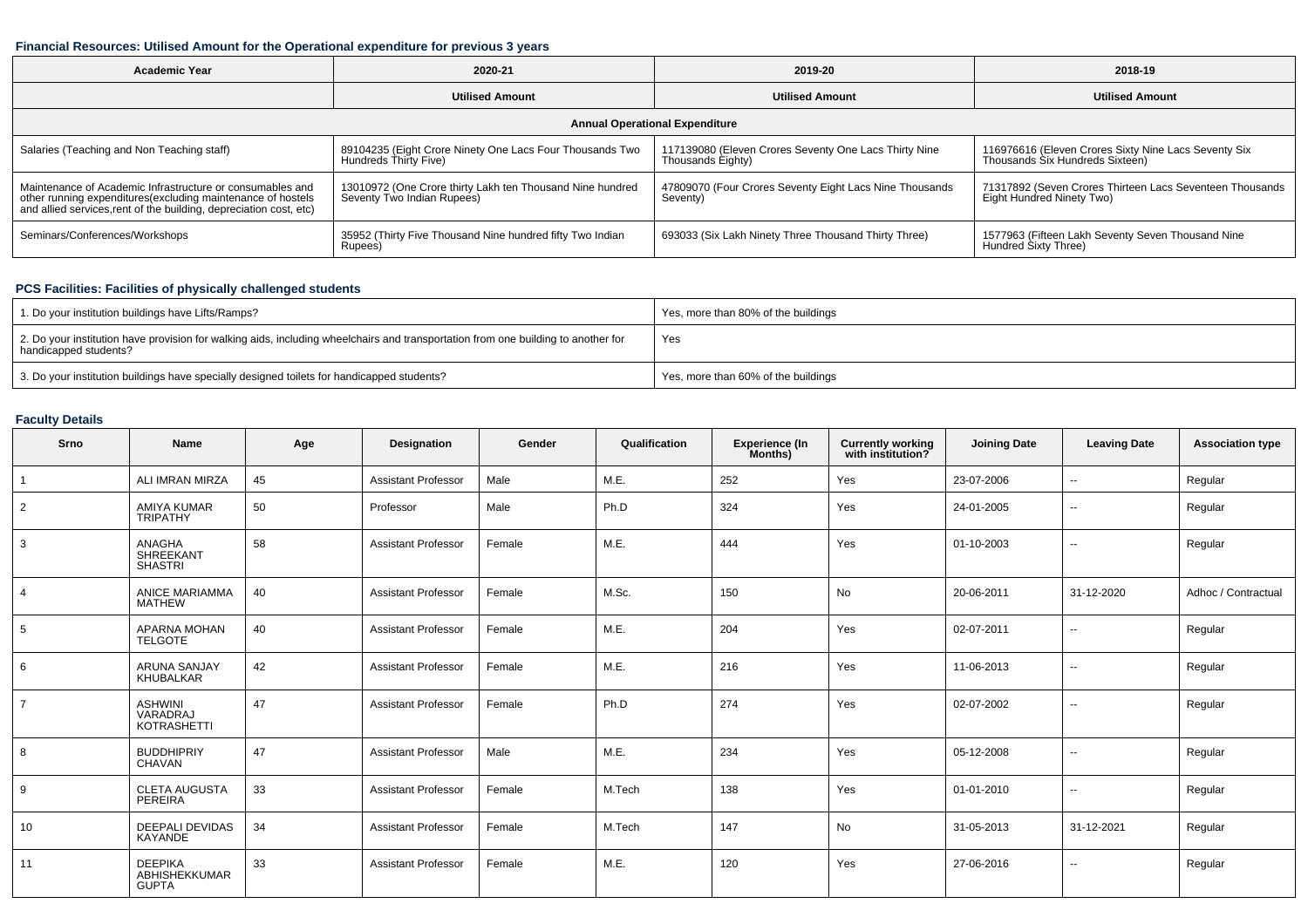### Financial Resources: Utilised Amount for the Operational expenditure for previous 3 years

| Academic Year | 2020-21 | 2019-20 | 2018-19 |
|---|---|---|---|
| | Utilised Amount | Utilised Amount | Utilised Amount |
| Annual Operational Expenditure | | | |
| Salaries (Teaching and Non Teaching staff) | 89104235 (Eight Crore Ninety One Lacs Four Thousands Two Hundreds Thirty Five) | 117139080 (Eleven Crores Seventy One Lacs Thirty Nine Thousands Eighty) | 116976616 (Eleven Crores Sixty Nine Lacs Seventy Six Thousands Six Hundreds Sixteen) |
| Maintenance of Academic Infrastructure or consumables and other running expenditures(excluding maintenance of hostels and allied services,rent of the building, depreciation cost, etc) | 13010972 (One Crore thirty Lakh ten Thousand Nine hundred Seventy Two Indian Rupees) | 47809070 (Four Crores Seventy Eight Lacs Nine Thousands Seventy) | 71317892 (Seven Crores Thirteen Lacs Seventeen Thousands Eight Hundred Ninety Two) |
| Seminars/Conferences/Workshops | 35952 (Thirty Five Thousand Nine hundred fifty Two Indian Rupees) | 693033 (Six Lakh Ninety Three Thousand Thirty Three) | 1577963 (Fifteen Lakh Seventy Seven Thousand Nine Hundred Sixty Three) |

### PCS Facilities: Facilities of physically challenged students

| | |
|---|---|
| 1. Do your institution buildings have Lifts/Ramps? | Yes, more than 80% of the buildings |
| 2. Do your institution have provision for walking aids, including wheelchairs and transportation from one building to another for handicapped students? | Yes |
| 3. Do your institution buildings have specially designed toilets for handicapped students? | Yes, more than 60% of the buildings |

### Faculty Details

| Srno | Name | Age | Designation | Gender | Qualification | Experience (In Months) | Currently working with institution? | Joining Date | Leaving Date | Association type |
|---|---|---|---|---|---|---|---|---|---|---|
| 1 | ALI IMRAN MIRZA | 45 | Assistant Professor | Male | M.E. | 252 | Yes | 23-07-2006 | -- | Regular |
| 2 | AMIYA KUMAR TRIPATHY | 50 | Professor | Male | Ph.D | 324 | Yes | 24-01-2005 | -- | Regular |
| 3 | ANAGHA SHREEKANT SHASTRI | 58 | Assistant Professor | Female | M.E. | 444 | Yes | 01-10-2003 | -- | Regular |
| 4 | ANICE MARIAMMA MATHEW | 40 | Assistant Professor | Female | M.Sc. | 150 | No | 20-06-2011 | 31-12-2020 | Adhoc / Contractual |
| 5 | APARNA MOHAN TELGOTE | 40 | Assistant Professor | Female | M.E. | 204 | Yes | 02-07-2011 | -- | Regular |
| 6 | ARUNA SANJAY KHUBALKAR | 42 | Assistant Professor | Female | M.E. | 216 | Yes | 11-06-2013 | -- | Regular |
| 7 | ASHWINI VARADRAJ KOTRASHETTI | 47 | Assistant Professor | Female | Ph.D | 274 | Yes | 02-07-2002 | -- | Regular |
| 8 | BUDDHIPRIY CHAVAN | 47 | Assistant Professor | Male | M.E. | 234 | Yes | 05-12-2008 | -- | Regular |
| 9 | CLETA AUGUSTA PEREIRA | 33 | Assistant Professor | Female | M.Tech | 138 | Yes | 01-01-2010 | -- | Regular |
| 10 | DEEPALI DEVIDAS KAYANDE | 34 | Assistant Professor | Female | M.Tech | 147 | No | 31-05-2013 | 31-12-2021 | Regular |
| 11 | DEEPIKA ABHISHEKKUMAR GUPTA | 33 | Assistant Professor | Female | M.E. | 120 | Yes | 27-06-2016 | -- | Regular |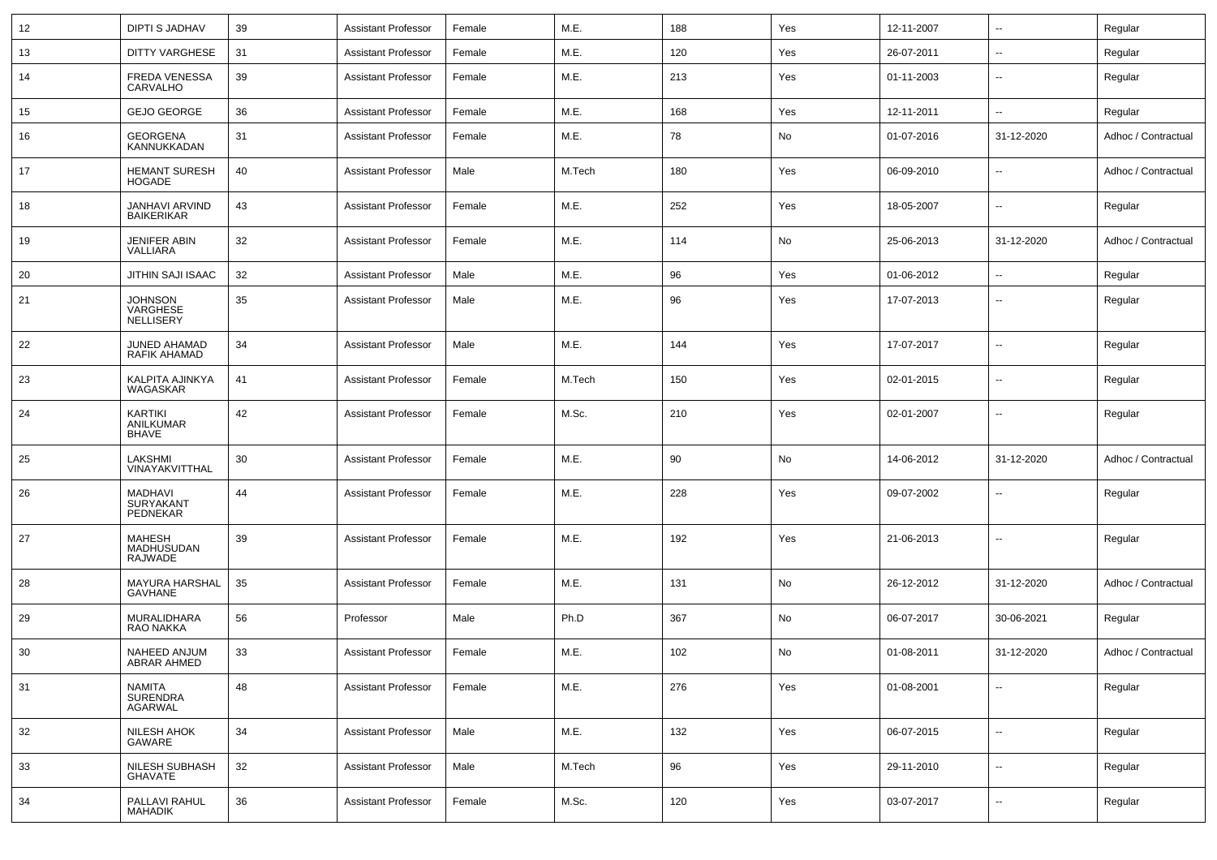| 12 | DIPTI S JADHAV | 39 | Assistant Professor | Female | M.E. | 188 | Yes | 12-11-2007 | -- | Regular |
|---|---|---|---|---|---|---|---|---|---|---|
| 13 | DITTY VARGHESE | 31 | Assistant Professor | Female | M.E. | 120 | Yes | 26-07-2011 | -- | Regular |
| 14 | FREDA VENESSA CARVALHO | 39 | Assistant Professor | Female | M.E. | 213 | Yes | 01-11-2003 | -- | Regular |
| 15 | GEJO GEORGE | 36 | Assistant Professor | Female | M.E. | 168 | Yes | 12-11-2011 | -- | Regular |
| 16 | GEORGENA KANNUKKADAN | 31 | Assistant Professor | Female | M.E. | 78 | No | 01-07-2016 | 31-12-2020 | Adhoc / Contractual |
| 17 | HEMANT SURESH HOGADE | 40 | Assistant Professor | Male | M.Tech | 180 | Yes | 06-09-2010 | -- | Adhoc / Contractual |
| 18 | JANHAVI ARVIND BAIKERIKAR | 43 | Assistant Professor | Female | M.E. | 252 | Yes | 18-05-2007 | -- | Regular |
| 19 | JENIFER ABIN VALLIARA | 32 | Assistant Professor | Female | M.E. | 114 | No | 25-06-2013 | 31-12-2020 | Adhoc / Contractual |
| 20 | JITHIN SAJI ISAAC | 32 | Assistant Professor | Male | M.E. | 96 | Yes | 01-06-2012 | -- | Regular |
| 21 | JOHNSON VARGHESE NELLISERY | 35 | Assistant Professor | Male | M.E. | 96 | Yes | 17-07-2013 | -- | Regular |
| 22 | JUNED AHAMAD RAFIK AHAMAD | 34 | Assistant Professor | Male | M.E. | 144 | Yes | 17-07-2017 | -- | Regular |
| 23 | KALPITA AJINKYA WAGASKAR | 41 | Assistant Professor | Female | M.Tech | 150 | Yes | 02-01-2015 | -- | Regular |
| 24 | KARTIKI ANILKUMAR BHAVE | 42 | Assistant Professor | Female | M.Sc. | 210 | Yes | 02-01-2007 | -- | Regular |
| 25 | LAKSHMI VINAYAKVITTHAL | 30 | Assistant Professor | Female | M.E. | 90 | No | 14-06-2012 | 31-12-2020 | Adhoc / Contractual |
| 26 | MADHAVI SURYAKANT PEDNEKAR | 44 | Assistant Professor | Female | M.E. | 228 | Yes | 09-07-2002 | -- | Regular |
| 27 | MAHESH MADHUSUDAN RAJWADE | 39 | Assistant Professor | Female | M.E. | 192 | Yes | 21-06-2013 | -- | Regular |
| 28 | MAYURA HARSHAL GAVHANE | 35 | Assistant Professor | Female | M.E. | 131 | No | 26-12-2012 | 31-12-2020 | Adhoc / Contractual |
| 29 | MURALIDHARA RAO NAKKA | 56 | Professor | Male | Ph.D | 367 | No | 06-07-2017 | 30-06-2021 | Regular |
| 30 | NAHEED ANJUM ABRAR AHMED | 33 | Assistant Professor | Female | M.E. | 102 | No | 01-08-2011 | 31-12-2020 | Adhoc / Contractual |
| 31 | NAMITA SURENDRA AGARWAL | 48 | Assistant Professor | Female | M.E. | 276 | Yes | 01-08-2001 | -- | Regular |
| 32 | NILESH AHOK GAWARE | 34 | Assistant Professor | Male | M.E. | 132 | Yes | 06-07-2015 | -- | Regular |
| 33 | NILESH SUBHASH GHAVATE | 32 | Assistant Professor | Male | M.Tech | 96 | Yes | 29-11-2010 | -- | Regular |
| 34 | PALLAVI RAHUL MAHADIK | 36 | Assistant Professor | Female | M.Sc. | 120 | Yes | 03-07-2017 | -- | Regular |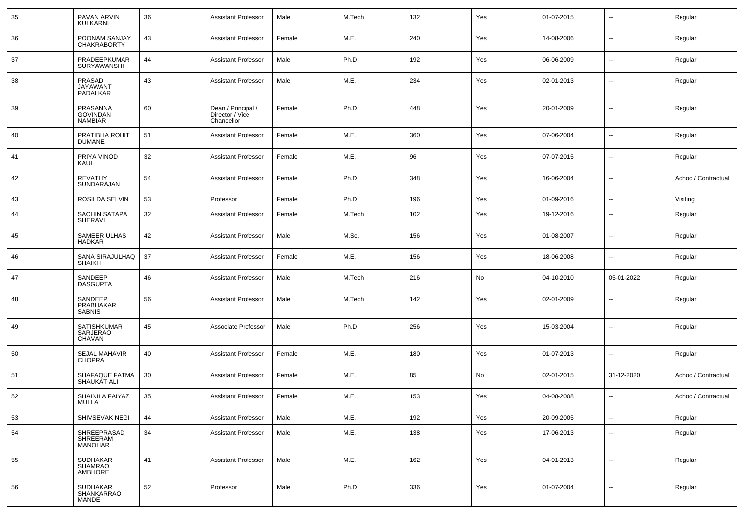| 35 | PAVAN ARVIN KULKARNI | 36 | Assistant Professor | Male | M.Tech | 132 | Yes | 01-07-2015 | -- | Regular |
|---|---|---|---|---|---|---|---|---|---|---|
| 36 | POONAM SANJAY CHAKRABORTY | 43 | Assistant Professor | Female | M.E. | 240 | Yes | 14-08-2006 | -- | Regular |
| 37 | PRADEEPKUMAR SURYAWANSHI | 44 | Assistant Professor | Male | Ph.D | 192 | Yes | 06-06-2009 | -- | Regular |
| 38 | PRASAD JAYAWANT PADALKAR | 43 | Assistant Professor | Male | M.E. | 234 | Yes | 02-01-2013 | -- | Regular |
| 39 | PRASANNA GOVINDAN NAMBIAR | 60 | Dean / Principal / Director / Vice Chancellor | Female | Ph.D | 448 | Yes | 20-01-2009 | -- | Regular |
| 40 | PRATIBHA ROHIT DUMANE | 51 | Assistant Professor | Female | M.E. | 360 | Yes | 07-06-2004 | -- | Regular |
| 41 | PRIYA VINOD KAUL | 32 | Assistant Professor | Female | M.E. | 96 | Yes | 07-07-2015 | -- | Regular |
| 42 | REVATHY SUNDARAJAN | 54 | Assistant Professor | Female | Ph.D | 348 | Yes | 16-06-2004 | -- | Adhoc / Contractual |
| 43 | ROSILDA SELVIN | 53 | Professor | Female | Ph.D | 196 | Yes | 01-09-2016 | -- | Visiting |
| 44 | SACHIN SATAPA SHERAVI | 32 | Assistant Professor | Female | M.Tech | 102 | Yes | 19-12-2016 | -- | Regular |
| 45 | SAMEER ULHAS HADKAR | 42 | Assistant Professor | Male | M.Sc. | 156 | Yes | 01-08-2007 | -- | Regular |
| 46 | SANA SIRAJULHAQ SHAIKH | 37 | Assistant Professor | Female | M.E. | 156 | Yes | 18-06-2008 | -- | Regular |
| 47 | SANDEEP DASGUPTA | 46 | Assistant Professor | Male | M.Tech | 216 | No | 04-10-2010 | 05-01-2022 | Regular |
| 48 | SANDEEP PRABHAKAR SABNIS | 56 | Assistant Professor | Male | M.Tech | 142 | Yes | 02-01-2009 | -- | Regular |
| 49 | SATISHKUMAR SARJERAO CHAVAN | 45 | Associate Professor | Male | Ph.D | 256 | Yes | 15-03-2004 | -- | Regular |
| 50 | SEJAL MAHAVIR CHOPRA | 40 | Assistant Professor | Female | M.E. | 180 | Yes | 01-07-2013 | -- | Regular |
| 51 | SHAFAQUE FATMA SHAUKAT ALI | 30 | Assistant Professor | Female | M.E. | 85 | No | 02-01-2015 | 31-12-2020 | Adhoc / Contractual |
| 52 | SHAINILA FAIYAZ MULLA | 35 | Assistant Professor | Female | M.E. | 153 | Yes | 04-08-2008 | -- | Adhoc / Contractual |
| 53 | SHIVSEVAK NEGI | 44 | Assistant Professor | Male | M.E. | 192 | Yes | 20-09-2005 | -- | Regular |
| 54 | SHREEPRASAD SHREERAM MANOHAR | 34 | Assistant Professor | Male | M.E. | 138 | Yes | 17-06-2013 | -- | Regular |
| 55 | SUDHAKAR SHAMRAO AMBHORE | 41 | Assistant Professor | Male | M.E. | 162 | Yes | 04-01-2013 | -- | Regular |
| 56 | SUDHAKAR SHANKARRAO MANDE | 52 | Professor | Male | Ph.D | 336 | Yes | 01-07-2004 | -- | Regular |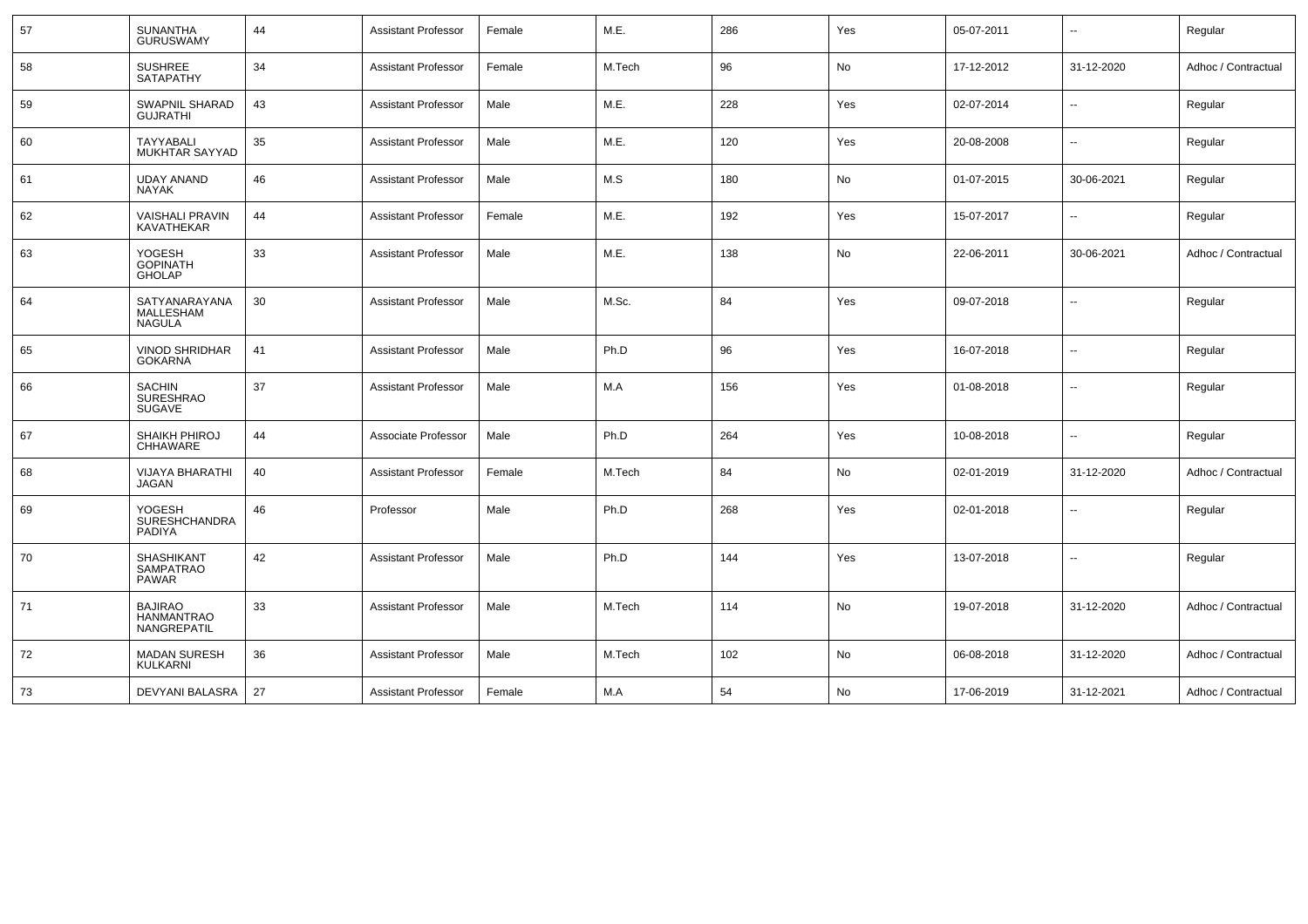| | | | | | | | | | | |
|---|---|---|---|---|---|---|---|---|---|---|
| 57 | SUNANTHA GURUSWAMY | 44 | Assistant Professor | Female | M.E. | 286 | Yes | 05-07-2011 | -- | Regular |
| 58 | SUSHREE SATAPATHY | 34 | Assistant Professor | Female | M.Tech | 96 | No | 17-12-2012 | 31-12-2020 | Adhoc / Contractual |
| 59 | SWAPNIL SHARAD GUJRATHI | 43 | Assistant Professor | Male | M.E. | 228 | Yes | 02-07-2014 | -- | Regular |
| 60 | TAYYABALI MUKHTAR SAYYAD | 35 | Assistant Professor | Male | M.E. | 120 | Yes | 20-08-2008 | -- | Regular |
| 61 | UDAY ANAND NAYAK | 46 | Assistant Professor | Male | M.S | 180 | No | 01-07-2015 | 30-06-2021 | Regular |
| 62 | VAISHALI PRAVIN KAVATHEKAR | 44 | Assistant Professor | Female | M.E. | 192 | Yes | 15-07-2017 | -- | Regular |
| 63 | YOGESH GOPINATH GHOLAP | 33 | Assistant Professor | Male | M.E. | 138 | No | 22-06-2011 | 30-06-2021 | Adhoc / Contractual |
| 64 | SATYANARAYANA MALLESHAM NAGULA | 30 | Assistant Professor | Male | M.Sc. | 84 | Yes | 09-07-2018 | -- | Regular |
| 65 | VINOD SHRIDHAR GOKARNA | 41 | Assistant Professor | Male | Ph.D | 96 | Yes | 16-07-2018 | -- | Regular |
| 66 | SACHIN SURESHRAO SUGAVE | 37 | Assistant Professor | Male | M.A | 156 | Yes | 01-08-2018 | -- | Regular |
| 67 | SHAIKH PHIROJ CHHAWARE | 44 | Associate Professor | Male | Ph.D | 264 | Yes | 10-08-2018 | -- | Regular |
| 68 | VIJAYA BHARATHI JAGAN | 40 | Assistant Professor | Female | M.Tech | 84 | No | 02-01-2019 | 31-12-2020 | Adhoc / Contractual |
| 69 | YOGESH SURESHCHANDRA PADIYA | 46 | Professor | Male | Ph.D | 268 | Yes | 02-01-2018 | -- | Regular |
| 70 | SHASHIKANT SAMPATRAO PAWAR | 42 | Assistant Professor | Male | Ph.D | 144 | Yes | 13-07-2018 | -- | Regular |
| 71 | BAJIRAO HANMANTRAO NANGREPATIL | 33 | Assistant Professor | Male | M.Tech | 114 | No | 19-07-2018 | 31-12-2020 | Adhoc / Contractual |
| 72 | MADAN SURESH KULKARNI | 36 | Assistant Professor | Male | M.Tech | 102 | No | 06-08-2018 | 31-12-2020 | Adhoc / Contractual |
| 73 | DEVYANI BALASRA | 27 | Assistant Professor | Female | M.A | 54 | No | 17-06-2019 | 31-12-2021 | Adhoc / Contractual |